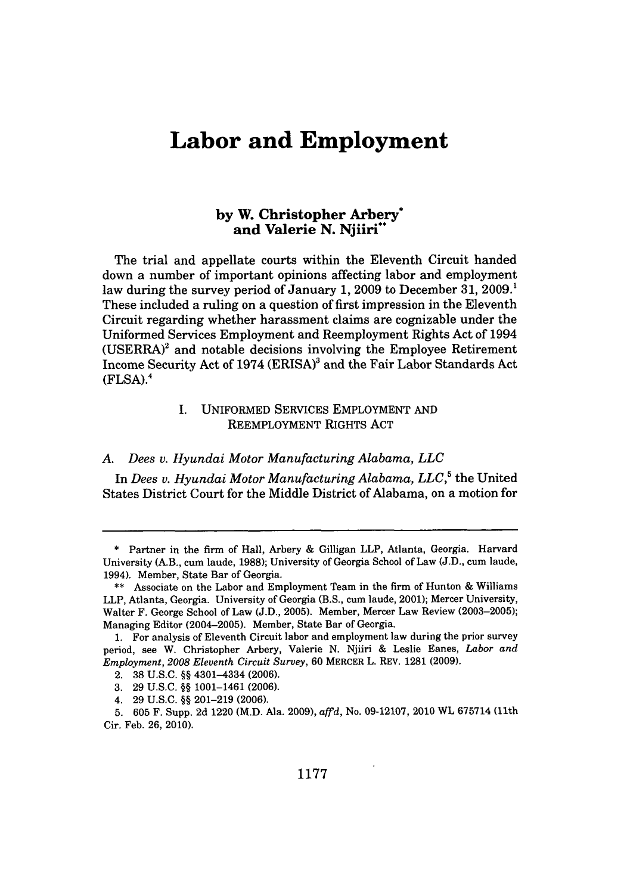# Labor and Employment

### by W. Christopher Arbery* and Valerie N. Njiiri**

The trial and appellate courts within the Eleventh Circuit handed down a number of important opinions affecting labor and employment law during the survey period of January 1, 2009 to December 31, 2009.[1] These included a ruling on a question of first impression in the Eleventh Circuit regarding whether harassment claims are cognizable under the Uniformed Services Employment and Reemployment Rights Act of 1994 (USERRA)[2] and notable decisions involving the Employee Retirement Income Security Act of 1974 (ERISA)[3] and the Fair Labor Standards Act (FLSA).[4]

## I. UNIFORMED SERVICES EMPLOYMENT AND REEMPLOYMENT RIGHTS ACT

### A. *Dees v. Hyundai Motor Manufacturing Alabama, LLC*

In *Dees v. Hyundai Motor Manufacturing Alabama, LLC*,[5] the United States District Court for the Middle District of Alabama, on a motion for

---

\* Partner in the firm of Hall, Arbery & Gilligan LLP, Atlanta, Georgia. Harvard University (A.B., cum laude, 1988); University of Georgia School of Law (J.D., cum laude, 1994). Member, State Bar of Georgia.

\*\* Associate on the Labor and Employment Team in the firm of Hunton & Williams LLP, Atlanta, Georgia. University of Georgia (B.S., cum laude, 2001); Mercer University, Walter F. George School of Law (J.D., 2005). Member, Mercer Law Review (2003–2005); Managing Editor (2004–2005). Member, State Bar of Georgia.

1. For analysis of Eleventh Circuit labor and employment law during the prior survey period, see W. Christopher Arbery, Valerie N. Njiiri & Leslie Eanes, *Labor and Employment, 2008 Eleventh Circuit Survey*, 60 MERCER L. REV. 1281 (2009).

2. 38 U.S.C. §§ 4301–4334 (2006).

3. 29 U.S.C. §§ 1001–1461 (2006).

4. 29 U.S.C. §§ 201–219 (2006).

5. 605 F. Supp. 2d 1220 (M.D. Ala. 2009), *aff'd*, No. 09-12107, 2010 WL 675714 (11th Cir. Feb. 26, 2010).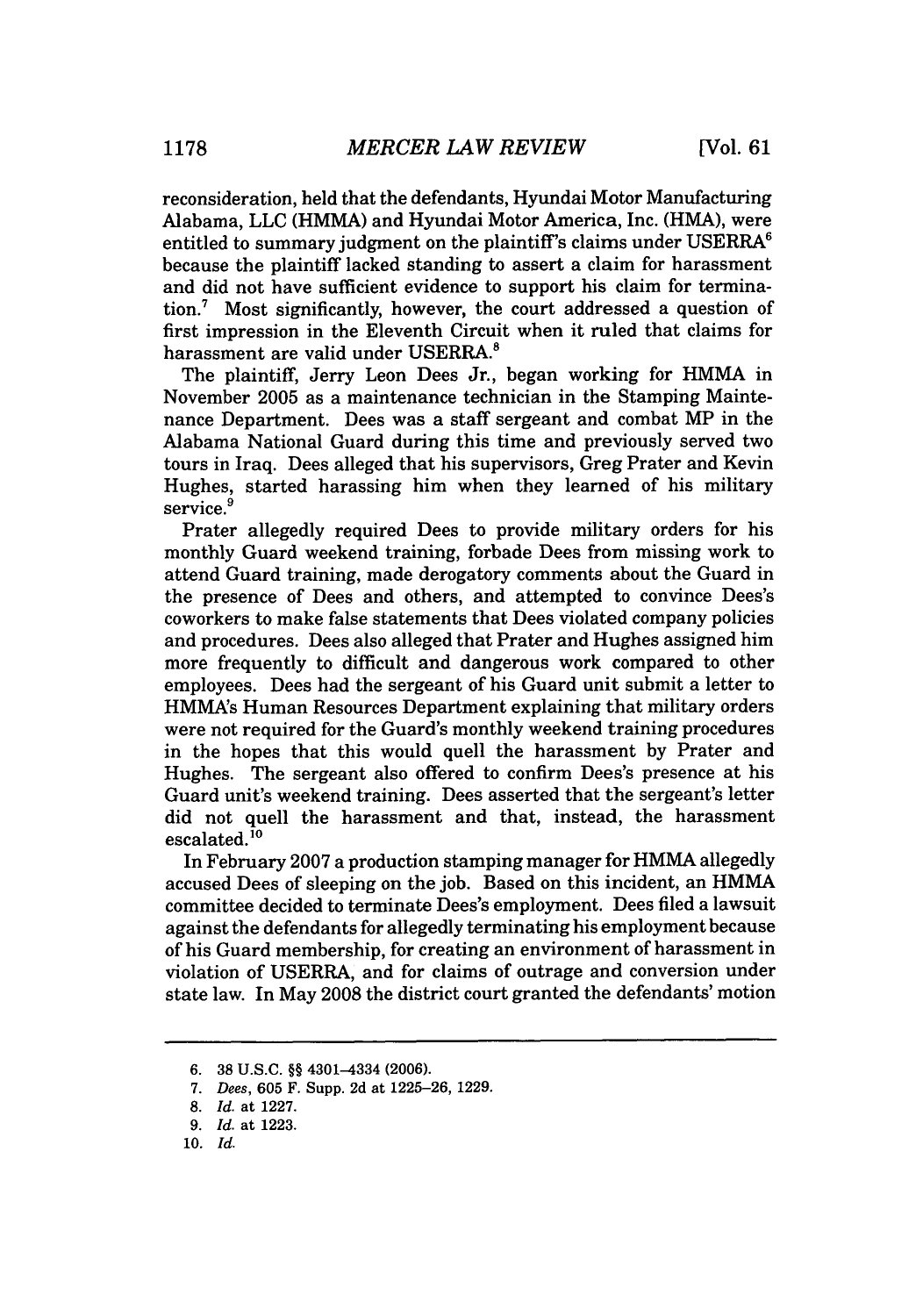reconsideration, held that the defendants, Hyundai Motor Manufacturing Alabama, LLC (HMMA) and Hyundai Motor America, Inc. (HMA), were entitled to summary judgment on the plaintiff's claims under USERRA[6] because the plaintiff lacked standing to assert a claim for harassment and did not have sufficient evidence to support his claim for termination.[7] Most significantly, however, the court addressed a question of first impression in the Eleventh Circuit when it ruled that claims for harassment are valid under USERRA.[8]

The plaintiff, Jerry Leon Dees Jr., began working for HMMA in November 2005 as a maintenance technician in the Stamping Maintenance Department. Dees was a staff sergeant and combat MP in the Alabama National Guard during this time and previously served two tours in Iraq. Dees alleged that his supervisors, Greg Prater and Kevin Hughes, started harassing him when they learned of his military service.[9]

Prater allegedly required Dees to provide military orders for his monthly Guard weekend training, forbade Dees from missing work to attend Guard training, made derogatory comments about the Guard in the presence of Dees and others, and attempted to convince Dees's coworkers to make false statements that Dees violated company policies and procedures. Dees also alleged that Prater and Hughes assigned him more frequently to difficult and dangerous work compared to other employees. Dees had the sergeant of his Guard unit submit a letter to HMMA's Human Resources Department explaining that military orders were not required for the Guard's monthly weekend training procedures in the hopes that this would quell the harassment by Prater and Hughes. The sergeant also offered to confirm Dees's presence at his Guard unit's weekend training. Dees asserted that the sergeant's letter did not quell the harassment and that, instead, the harassment escalated.[10]

In February 2007 a production stamping manager for HMMA allegedly accused Dees of sleeping on the job. Based on this incident, an HMMA committee decided to terminate Dees's employment. Dees filed a lawsuit against the defendants for allegedly terminating his employment because of his Guard membership, for creating an environment of harassment in violation of USERRA, and for claims of outrage and conversion under state law. In May 2008 the district court granted the defendants' motion

---

6. 38 U.S.C. §§ 4301–4334 (2006).

7. *Dees*, 605 F. Supp. 2d at 1225–26, 1229.

8. *Id.* at 1227.

9. *Id.* at 1223.

10. *Id.*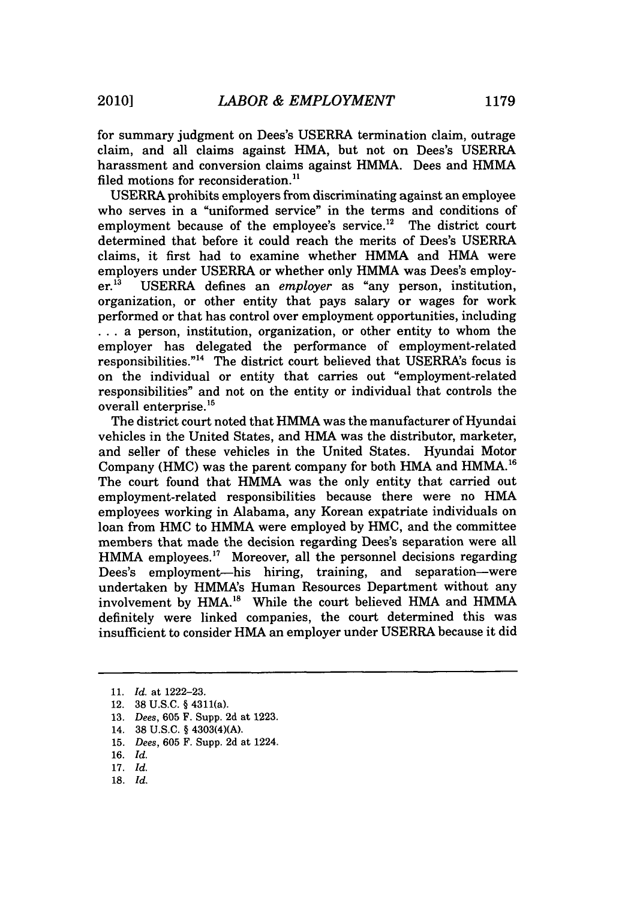for summary judgment on Dees's USERRA termination claim, outrage claim, and all claims against HMA, but not on Dees's USERRA harassment and conversion claims against HMMA. Dees and HMMA filed motions for reconsideration.[11]

USERRA prohibits employers from discriminating against an employee who serves in a "uniformed service" in the terms and conditions of employment because of the employee's service.[12] The district court determined that before it could reach the merits of Dees's USERRA claims, it first had to examine whether HMMA and HMA were employers under USERRA or whether only HMMA was Dees's employer.[13] USERRA defines an *employer* as "any person, institution, organization, or other entity that pays salary or wages for work performed or that has control over employment opportunities, including . . . a person, institution, organization, or other entity to whom the employer has delegated the performance of employment-related responsibilities."[14] The district court believed that USERRA's focus is on the individual or entity that carries out "employment-related responsibilities" and not on the entity or individual that controls the overall enterprise.[15]

The district court noted that HMMA was the manufacturer of Hyundai vehicles in the United States, and HMA was the distributor, marketer, and seller of these vehicles in the United States. Hyundai Motor Company (HMC) was the parent company for both HMA and HMMA.[16] The court found that HMMA was the only entity that carried out employment-related responsibilities because there were no HMA employees working in Alabama, any Korean expatriate individuals on loan from HMC to HMMA were employed by HMC, and the committee members that made the decision regarding Dees's separation were all HMMA employees.[17] Moreover, all the personnel decisions regarding Dees's employment—his hiring, training, and separation—were undertaken by HMMA's Human Resources Department without any involvement by HMA.[18] While the court believed HMA and HMMA definitely were linked companies, the court determined this was insufficient to consider HMA an employer under USERRA because it did

---

11. *Id.* at 1222–23.
12. 38 U.S.C. § 4311(a).
13. *Dees*, 605 F. Supp. 2d at 1223.
14. 38 U.S.C. § 4303(4)(A).
15. *Dees*, 605 F. Supp. 2d at 1224.
16. *Id.*
17. *Id.*
18. *Id.*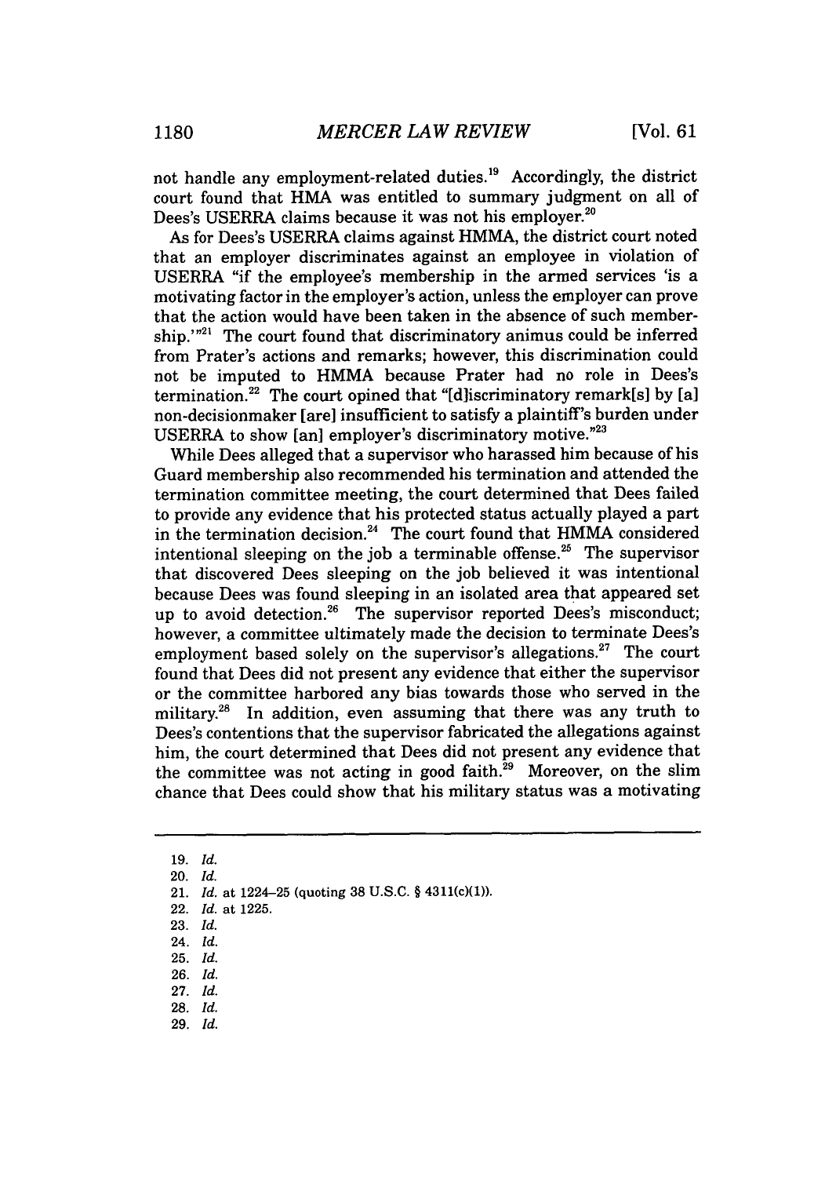not handle any employment-related duties.[19] Accordingly, the district court found that HMA was entitled to summary judgment on all of Dees's USERRA claims because it was not his employer.[20]

As for Dees's USERRA claims against HMMA, the district court noted that an employer discriminates against an employee in violation of USERRA "if the employee's membership in the armed services 'is a motivating factor in the employer's action, unless the employer can prove that the action would have been taken in the absence of such membership.'"[21] The court found that discriminatory animus could be inferred from Prater's actions and remarks; however, this discrimination could not be imputed to HMMA because Prater had no role in Dees's termination.[22] The court opined that "[d]iscriminatory remark[s] by [a] non-decisionmaker [are] insufficient to satisfy a plaintiff's burden under USERRA to show [an] employer's discriminatory motive."[23]

While Dees alleged that a supervisor who harassed him because of his Guard membership also recommended his termination and attended the termination committee meeting, the court determined that Dees failed to provide any evidence that his protected status actually played a part in the termination decision.[24] The court found that HMMA considered intentional sleeping on the job a terminable offense.[25] The supervisor that discovered Dees sleeping on the job believed it was intentional because Dees was found sleeping in an isolated area that appeared set up to avoid detection.[26] The supervisor reported Dees's misconduct; however, a committee ultimately made the decision to terminate Dees's employment based solely on the supervisor's allegations.[27] The court found that Dees did not present any evidence that either the supervisor or the committee harbored any bias towards those who served in the military.[28] In addition, even assuming that there was any truth to Dees's contentions that the supervisor fabricated the allegations against him, the court determined that Dees did not present any evidence that the committee was not acting in good faith.[29] Moreover, on the slim chance that Dees could show that his military status was a motivating

---

19. *Id.*
20. *Id.*
21. *Id.* at 1224–25 (quoting 38 U.S.C. § 4311(c)(1)).
22. *Id.* at 1225.
23. *Id.*
24. *Id.*
25. *Id.*
26. *Id.*
27. *Id.*
28. *Id.*
29. *Id.*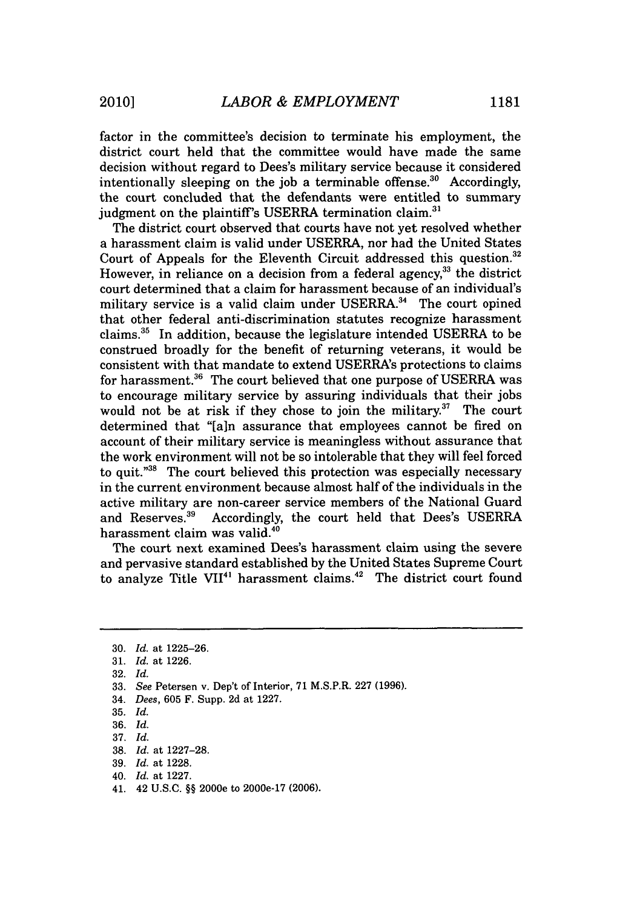factor in the committee's decision to terminate his employment, the district court held that the committee would have made the same decision without regard to Dees's military service because it considered intentionally sleeping on the job a terminable offense.[30] Accordingly, the court concluded that the defendants were entitled to summary judgment on the plaintiff's USERRA termination claim.[31]

The district court observed that courts have not yet resolved whether a harassment claim is valid under USERRA, nor had the United States Court of Appeals for the Eleventh Circuit addressed this question.[32] However, in reliance on a decision from a federal agency,[33] the district court determined that a claim for harassment because of an individual's military service is a valid claim under USERRA.[34] The court opined that other federal anti-discrimination statutes recognize harassment claims.[35] In addition, because the legislature intended USERRA to be construed broadly for the benefit of returning veterans, it would be consistent with that mandate to extend USERRA's protections to claims for harassment.[36] The court believed that one purpose of USERRA was to encourage military service by assuring individuals that their jobs would not be at risk if they chose to join the military.[37] The court determined that "[a]n assurance that employees cannot be fired on account of their military service is meaningless without assurance that the work environment will not be so intolerable that they will feel forced to quit."[38] The court believed this protection was especially necessary in the current environment because almost half of the individuals in the active military are non-career service members of the National Guard and Reserves.[39] Accordingly, the court held that Dees's USERRA harassment claim was valid.[40]

The court next examined Dees's harassment claim using the severe and pervasive standard established by the United States Supreme Court to analyze Title VII[41] harassment claims.[42] The district court found

---

30. *Id.* at 1225–26.
31. *Id.* at 1226.
32. *Id.*
33. *See* Petersen v. Dep't of Interior, 71 M.S.P.R. 227 (1996).
34. *Dees*, 605 F. Supp. 2d at 1227.
35. *Id.*
36. *Id.*
37. *Id.*
38. *Id.* at 1227–28.
39. *Id.* at 1228.
40. *Id.* at 1227.
41. 42 U.S.C. §§ 2000e to 2000e-17 (2006).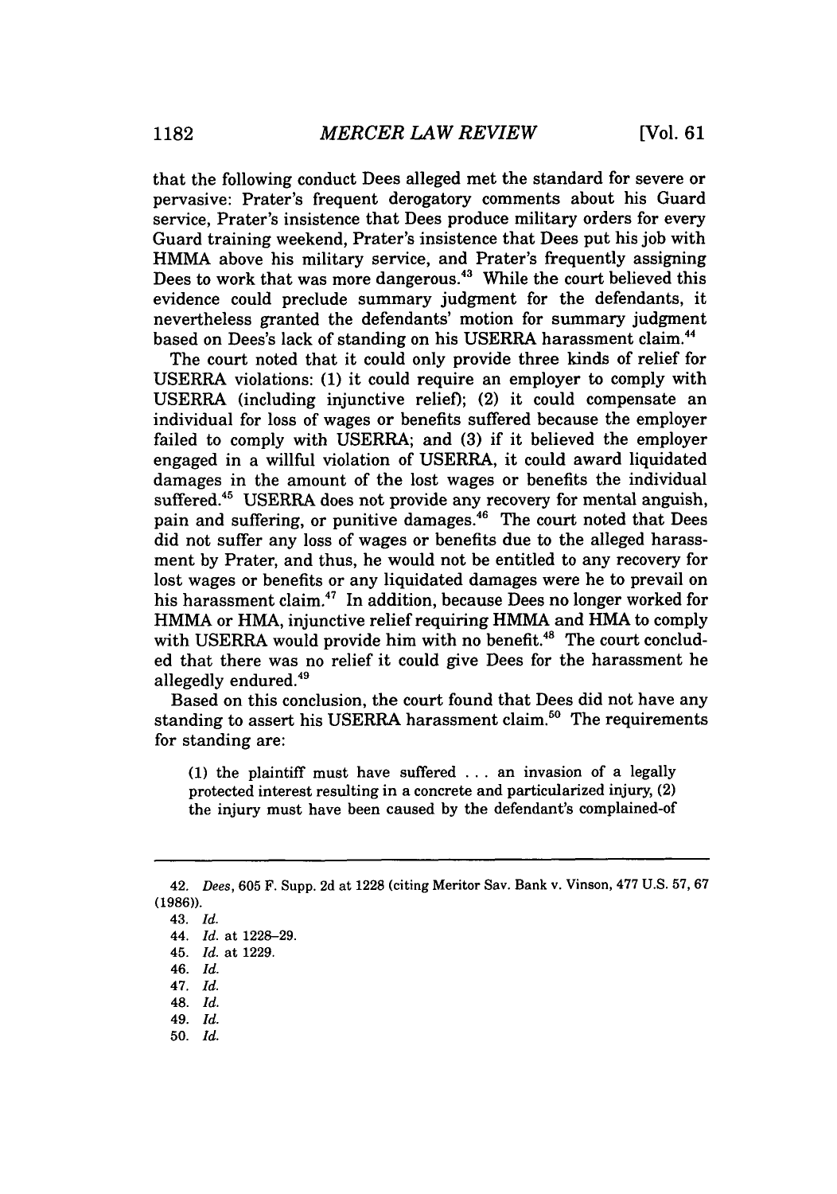that the following conduct Dees alleged met the standard for severe or pervasive: Prater's frequent derogatory comments about his Guard service, Prater's insistence that Dees produce military orders for every Guard training weekend, Prater's insistence that Dees put his job with HMMA above his military service, and Prater's frequently assigning Dees to work that was more dangerous.[43] While the court believed this evidence could preclude summary judgment for the defendants, it nevertheless granted the defendants' motion for summary judgment based on Dees's lack of standing on his USERRA harassment claim.[44]

The court noted that it could only provide three kinds of relief for USERRA violations: (1) it could require an employer to comply with USERRA (including injunctive relief); (2) it could compensate an individual for loss of wages or benefits suffered because the employer failed to comply with USERRA; and (3) if it believed the employer engaged in a willful violation of USERRA, it could award liquidated damages in the amount of the lost wages or benefits the individual suffered.[45] USERRA does not provide any recovery for mental anguish, pain and suffering, or punitive damages.[46] The court noted that Dees did not suffer any loss of wages or benefits due to the alleged harassment by Prater, and thus, he would not be entitled to any recovery for lost wages or benefits or any liquidated damages were he to prevail on his harassment claim.[47] In addition, because Dees no longer worked for HMMA or HMA, injunctive relief requiring HMMA and HMA to comply with USERRA would provide him with no benefit.[48] The court concluded that there was no relief it could give Dees for the harassment he allegedly endured.[49]

Based on this conclusion, the court found that Dees did not have any standing to assert his USERRA harassment claim.[50] The requirements for standing are:

> (1) the plaintiff must have suffered . . . an invasion of a legally protected interest resulting in a concrete and particularized injury, (2) the injury must have been caused by the defendant's complained-of

---

42. *Dees*, 605 F. Supp. 2d at 1228 (citing Meritor Sav. Bank v. Vinson, 477 U.S. 57, 67 (1986)).

43. *Id.*

44. *Id.* at 1228–29.

45. *Id.* at 1229.

46. *Id.*

47. *Id.*

48. *Id.*

49. *Id.*

50. *Id.*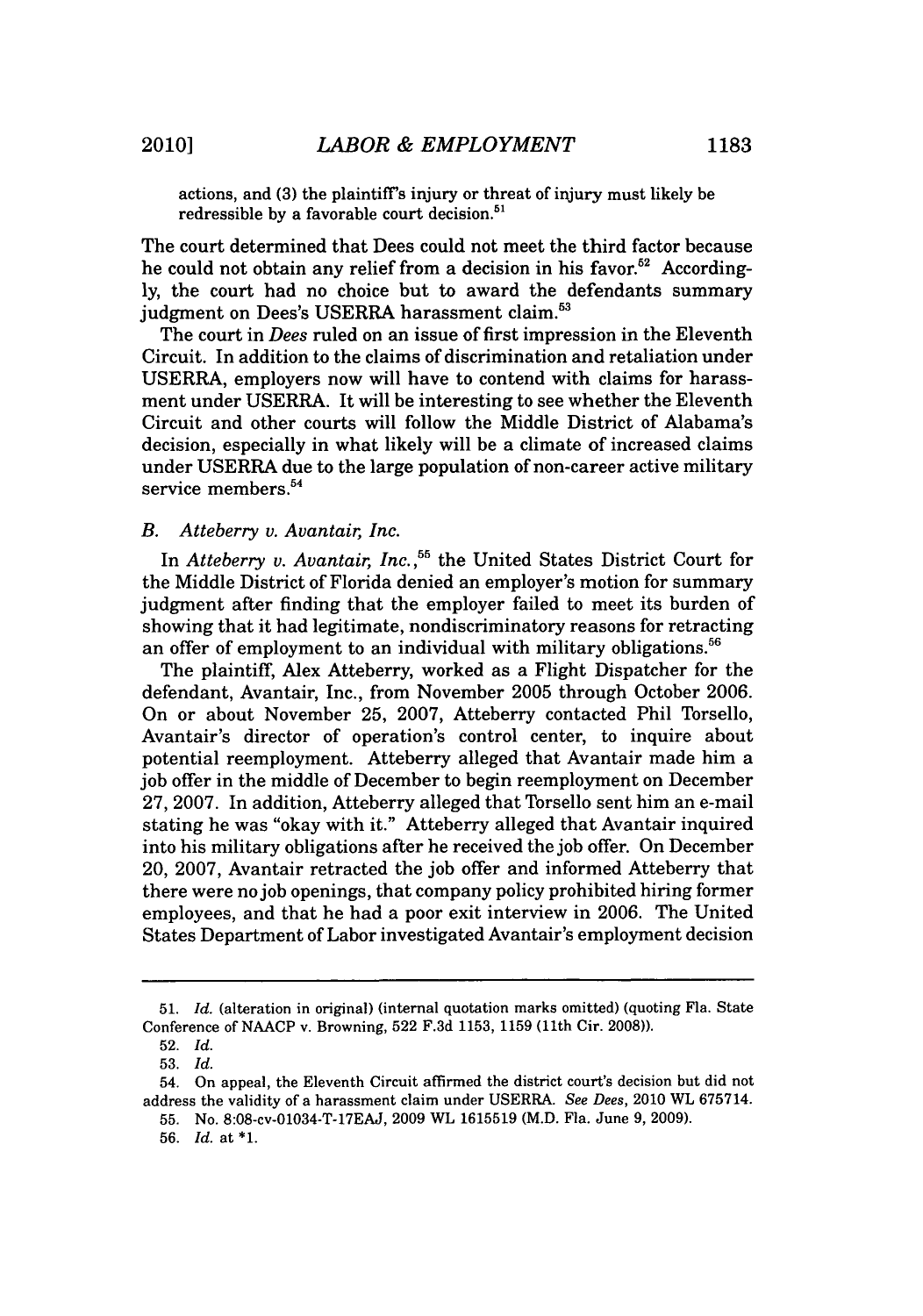actions, and (3) the plaintiff's injury or threat of injury must likely be redressible by a favorable court decision.[51]

The court determined that Dees could not meet the third factor because he could not obtain any relief from a decision in his favor.[52] Accordingly, the court had no choice but to award the defendants summary judgment on Dees's USERRA harassment claim.[53]

The court in *Dees* ruled on an issue of first impression in the Eleventh Circuit. In addition to the claims of discrimination and retaliation under USERRA, employers now will have to contend with claims for harassment under USERRA. It will be interesting to see whether the Eleventh Circuit and other courts will follow the Middle District of Alabama's decision, especially in what likely will be a climate of increased claims under USERRA due to the large population of non-career active military service members.[54]

### B. *Atteberry v. Avantair, Inc.*

In *Atteberry v. Avantair, Inc.*,[55] the United States District Court for the Middle District of Florida denied an employer's motion for summary judgment after finding that the employer failed to meet its burden of showing that it had legitimate, nondiscriminatory reasons for retracting an offer of employment to an individual with military obligations.[56]

The plaintiff, Alex Atteberry, worked as a Flight Dispatcher for the defendant, Avantair, Inc., from November 2005 through October 2006. On or about November 25, 2007, Atteberry contacted Phil Torsello, Avantair's director of operation's control center, to inquire about potential reemployment. Atteberry alleged that Avantair made him a job offer in the middle of December to begin reemployment on December 27, 2007. In addition, Atteberry alleged that Torsello sent him an e-mail stating he was "okay with it." Atteberry alleged that Avantair inquired into his military obligations after he received the job offer. On December 20, 2007, Avantair retracted the job offer and informed Atteberry that there were no job openings, that company policy prohibited hiring former employees, and that he had a poor exit interview in 2006. The United States Department of Labor investigated Avantair's employment decision

---

51. *Id.* (alteration in original) (internal quotation marks omitted) (quoting Fla. State Conference of NAACP v. Browning, 522 F.3d 1153, 1159 (11th Cir. 2008)).

52. *Id.*

53. *Id.*

54. On appeal, the Eleventh Circuit affirmed the district court's decision but did not address the validity of a harassment claim under USERRA. *See Dees*, 2010 WL 675714.

55. No. 8:08-cv-01034-T-17EAJ, 2009 WL 1615519 (M.D. Fla. June 9, 2009).

56. *Id.* at *1.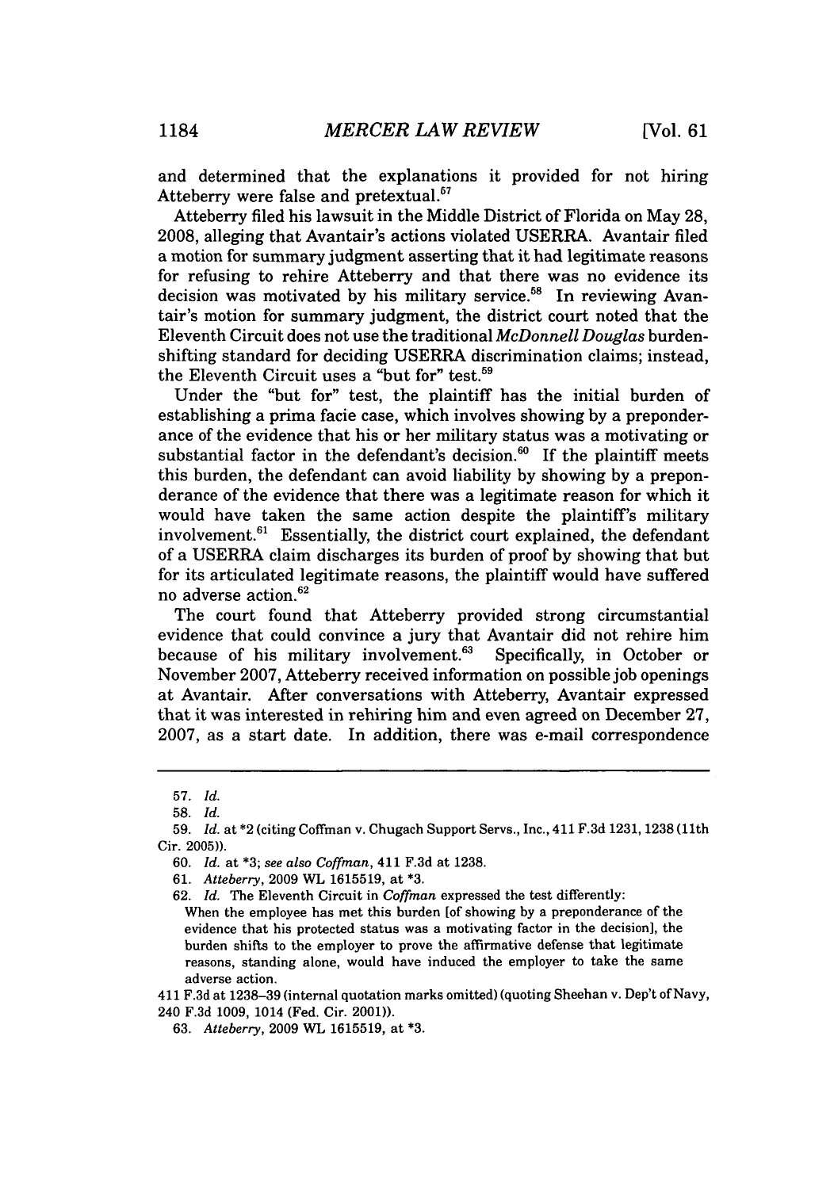and determined that the explanations it provided for not hiring Atteberry were false and pretextual.[57]

Atteberry filed his lawsuit in the Middle District of Florida on May 28, 2008, alleging that Avantair's actions violated USERRA. Avantair filed a motion for summary judgment asserting that it had legitimate reasons for refusing to rehire Atteberry and that there was no evidence its decision was motivated by his military service.[58] In reviewing Avantair's motion for summary judgment, the district court noted that the Eleventh Circuit does not use the traditional *McDonnell Douglas* burden-shifting standard for deciding USERRA discrimination claims; instead, the Eleventh Circuit uses a "but for" test.[59]

Under the "but for" test, the plaintiff has the initial burden of establishing a prima facie case, which involves showing by a preponderance of the evidence that his or her military status was a motivating or substantial factor in the defendant's decision.[60] If the plaintiff meets this burden, the defendant can avoid liability by showing by a preponderance of the evidence that there was a legitimate reason for which it would have taken the same action despite the plaintiff's military involvement.[61] Essentially, the district court explained, the defendant of a USERRA claim discharges its burden of proof by showing that but for its articulated legitimate reasons, the plaintiff would have suffered no adverse action.[62]

The court found that Atteberry provided strong circumstantial evidence that could convince a jury that Avantair did not rehire him because of his military involvement.[63] Specifically, in October or November 2007, Atteberry received information on possible job openings at Avantair. After conversations with Atteberry, Avantair expressed that it was interested in rehiring him and even agreed on December 27, 2007, as a start date. In addition, there was e-mail correspondence

---

57. *Id.*

58. *Id.*

59. *Id.* at *2 (citing Coffman v. Chugach Support Servs., Inc., 411 F.3d 1231, 1238 (11th Cir. 2005)).

60. *Id.* at *3; *see also Coffman*, 411 F.3d at 1238.

61. *Atteberry*, 2009 WL 1615519, at *3.

62. *Id.* The Eleventh Circuit in *Coffman* expressed the test differently:

> When the employee has met this burden [of showing by a preponderance of the evidence that his protected status was a motivating factor in the decision], the burden shifts to the employer to prove the affirmative defense that legitimate reasons, standing alone, would have induced the employer to take the same adverse action.

411 F.3d at 1238–39 (internal quotation marks omitted) (quoting Sheehan v. Dep't of Navy, 240 F.3d 1009, 1014 (Fed. Cir. 2001)).

63. *Atteberry*, 2009 WL 1615519, at *3.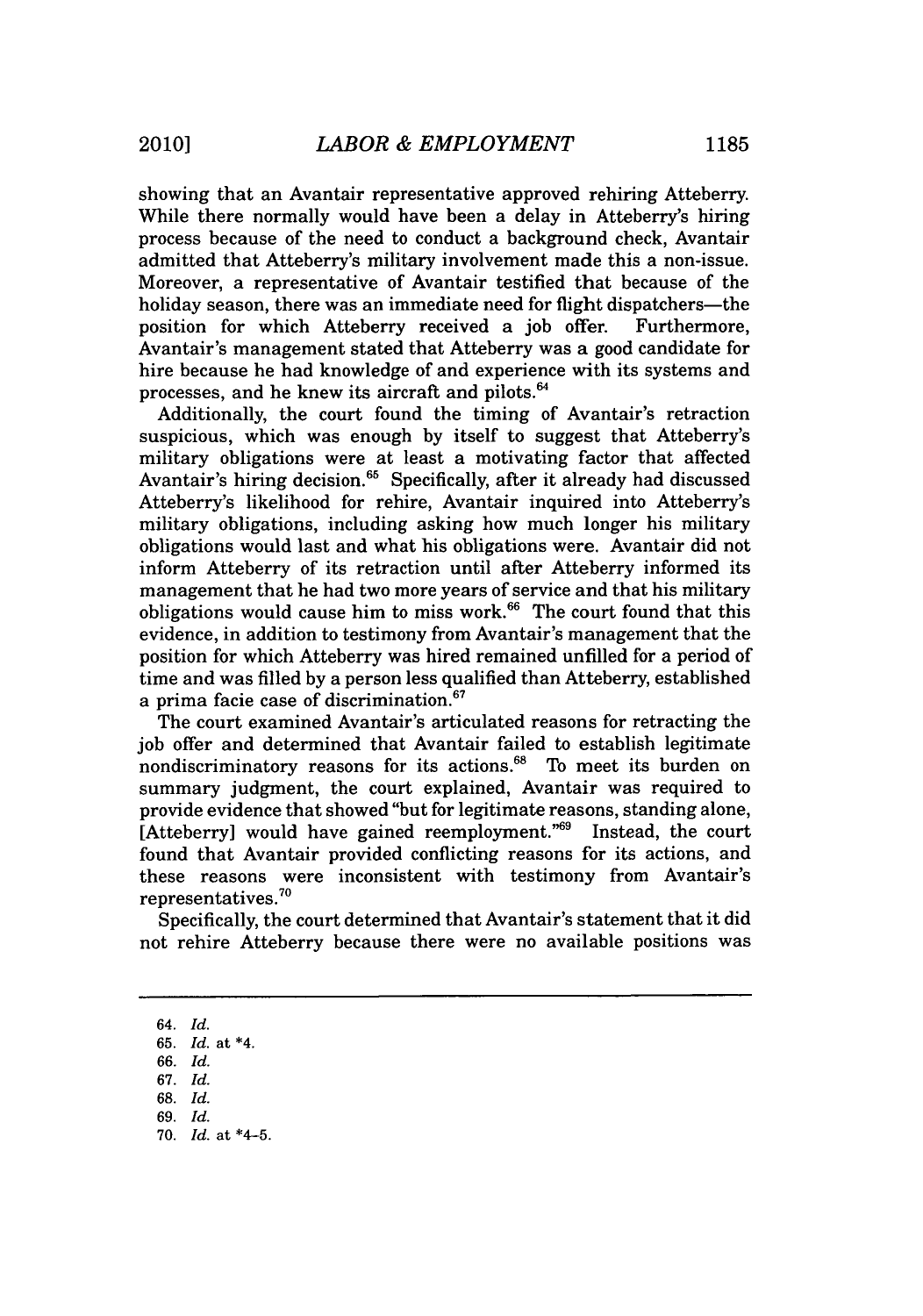showing that an Avantair representative approved rehiring Atteberry. While there normally would have been a delay in Atteberry's hiring process because of the need to conduct a background check, Avantair admitted that Atteberry's military involvement made this a non-issue. Moreover, a representative of Avantair testified that because of the holiday season, there was an immediate need for flight dispatchers—the position for which Atteberry received a job offer. Furthermore, Avantair's management stated that Atteberry was a good candidate for hire because he had knowledge of and experience with its systems and processes, and he knew its aircraft and pilots.[64]

Additionally, the court found the timing of Avantair's retraction suspicious, which was enough by itself to suggest that Atteberry's military obligations were at least a motivating factor that affected Avantair's hiring decision.[65] Specifically, after it already had discussed Atteberry's likelihood for rehire, Avantair inquired into Atteberry's military obligations, including asking how much longer his military obligations would last and what his obligations were. Avantair did not inform Atteberry of its retraction until after Atteberry informed its management that he had two more years of service and that his military obligations would cause him to miss work.[66] The court found that this evidence, in addition to testimony from Avantair's management that the position for which Atteberry was hired remained unfilled for a period of time and was filled by a person less qualified than Atteberry, established a prima facie case of discrimination.[67]

The court examined Avantair's articulated reasons for retracting the job offer and determined that Avantair failed to establish legitimate nondiscriminatory reasons for its actions.[68] To meet its burden on summary judgment, the court explained, Avantair was required to provide evidence that showed "but for legitimate reasons, standing alone, [Atteberry] would have gained reemployment."[69] Instead, the court found that Avantair provided conflicting reasons for its actions, and these reasons were inconsistent with testimony from Avantair's representatives.[70]

Specifically, the court determined that Avantair's statement that it did not rehire Atteberry because there were no available positions was

---

64. *Id.*
65. *Id.* at *4.
66. *Id.*
67. *Id.*
68. *Id.*
69. *Id.*
70. *Id.* at *4-5.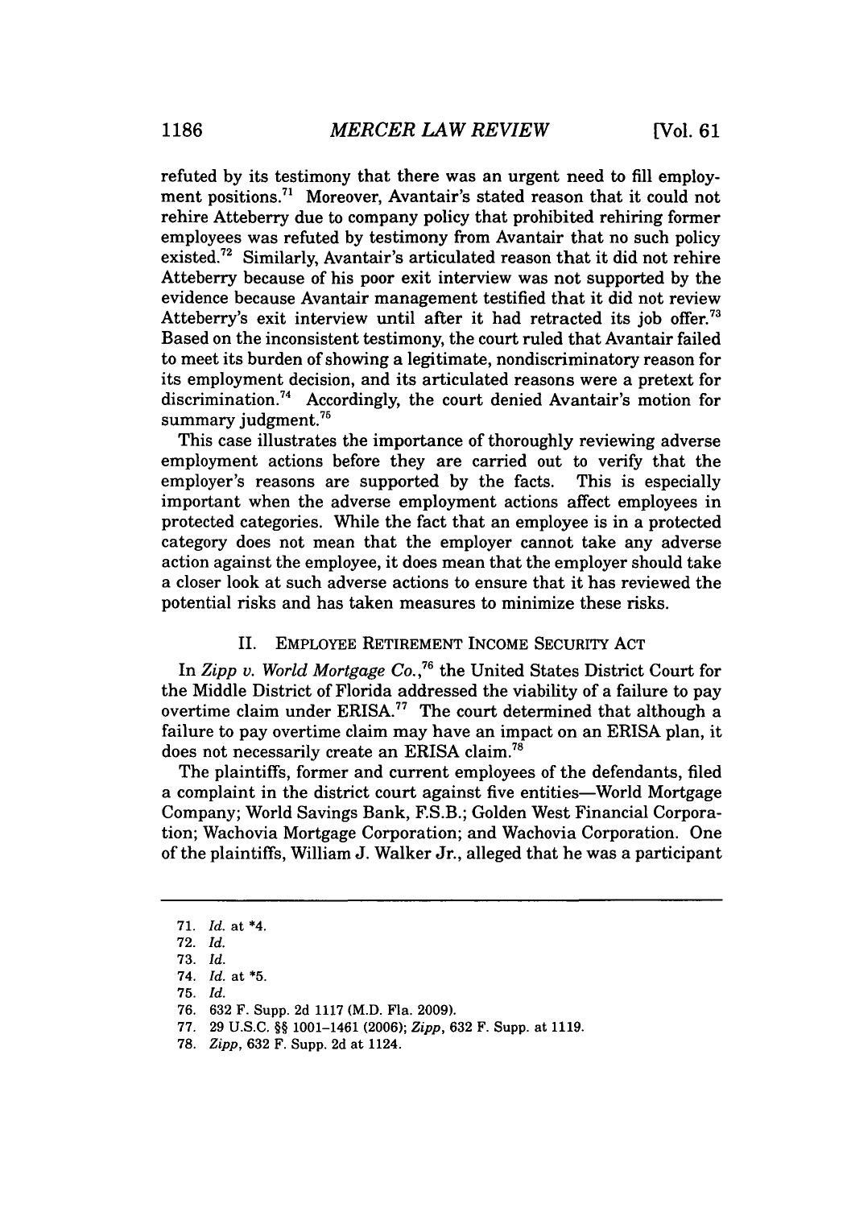refuted by its testimony that there was an urgent need to fill employment positions.[71] Moreover, Avantair's stated reason that it could not rehire Atteberry due to company policy that prohibited rehiring former employees was refuted by testimony from Avantair that no such policy existed.[72] Similarly, Avantair's articulated reason that it did not rehire Atteberry because of his poor exit interview was not supported by the evidence because Avantair management testified that it did not review Atteberry's exit interview until after it had retracted its job offer.[73] Based on the inconsistent testimony, the court ruled that Avantair failed to meet its burden of showing a legitimate, nondiscriminatory reason for its employment decision, and its articulated reasons were a pretext for discrimination.[74] Accordingly, the court denied Avantair's motion for summary judgment.[75]

This case illustrates the importance of thoroughly reviewing adverse employment actions before they are carried out to verify that the employer's reasons are supported by the facts. This is especially important when the adverse employment actions affect employees in protected categories. While the fact that an employee is in a protected category does not mean that the employer cannot take any adverse action against the employee, it does mean that the employer should take a closer look at such adverse actions to ensure that it has reviewed the potential risks and has taken measures to minimize these risks.

## II. EMPLOYEE RETIREMENT INCOME SECURITY ACT

In *Zipp v. World Mortgage Co.*,[76] the United States District Court for the Middle District of Florida addressed the viability of a failure to pay overtime claim under ERISA.[77] The court determined that although a failure to pay overtime claim may have an impact on an ERISA plan, it does not necessarily create an ERISA claim.[78]

The plaintiffs, former and current employees of the defendants, filed a complaint in the district court against five entities—World Mortgage Company; World Savings Bank, F.S.B.; Golden West Financial Corporation; Wachovia Mortgage Corporation; and Wachovia Corporation. One of the plaintiffs, William J. Walker Jr., alleged that he was a participant

---

71. *Id.* at *4.
72. *Id.*
73. *Id.*
74. *Id.* at *5.
75. *Id.*
76. 632 F. Supp. 2d 1117 (M.D. Fla. 2009).
77. 29 U.S.C. §§ 1001–1461 (2006); *Zipp*, 632 F. Supp. at 1119.
78. *Zipp*, 632 F. Supp. 2d at 1124.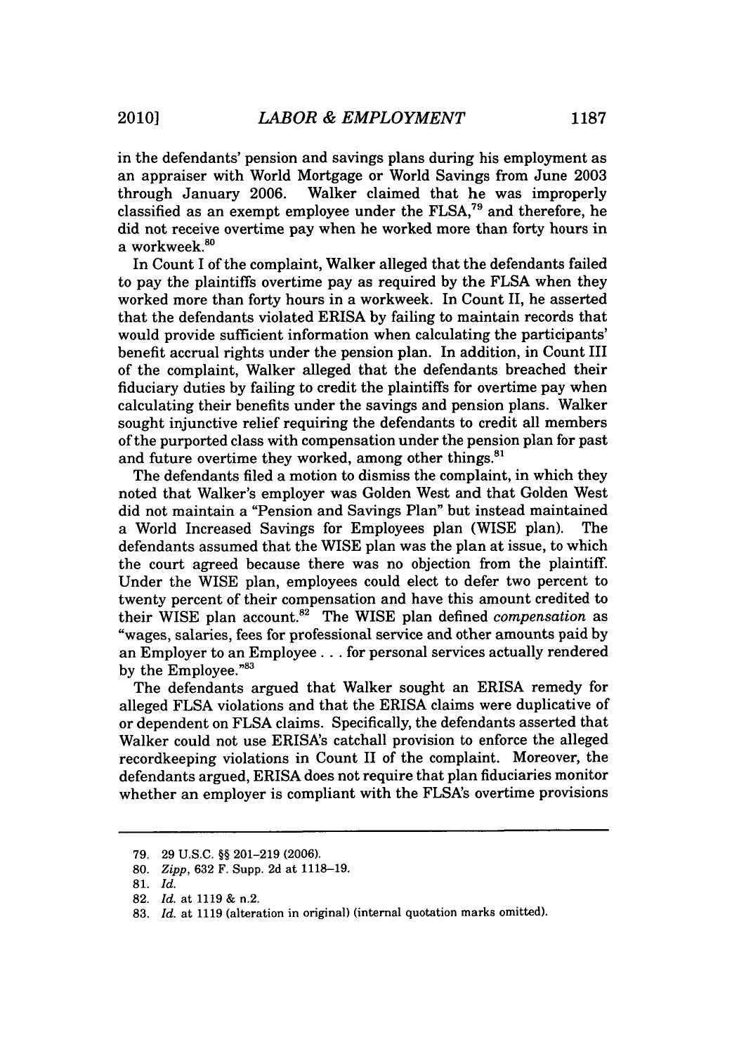in the defendants' pension and savings plans during his employment as an appraiser with World Mortgage or World Savings from June 2003 through January 2006. Walker claimed that he was improperly classified as an exempt employee under the FLSA,[79] and therefore, he did not receive overtime pay when he worked more than forty hours in a workweek.[80]

In Count I of the complaint, Walker alleged that the defendants failed to pay the plaintiffs overtime pay as required by the FLSA when they worked more than forty hours in a workweek. In Count II, he asserted that the defendants violated ERISA by failing to maintain records that would provide sufficient information when calculating the participants' benefit accrual rights under the pension plan. In addition, in Count III of the complaint, Walker alleged that the defendants breached their fiduciary duties by failing to credit the plaintiffs for overtime pay when calculating their benefits under the savings and pension plans. Walker sought injunctive relief requiring the defendants to credit all members of the purported class with compensation under the pension plan for past and future overtime they worked, among other things.[81]

The defendants filed a motion to dismiss the complaint, in which they noted that Walker's employer was Golden West and that Golden West did not maintain a "Pension and Savings Plan" but instead maintained a World Increased Savings for Employees plan (WISE plan). The defendants assumed that the WISE plan was the plan at issue, to which the court agreed because there was no objection from the plaintiff. Under the WISE plan, employees could elect to defer two percent to twenty percent of their compensation and have this amount credited to their WISE plan account.[82] The WISE plan defined *compensation* as "wages, salaries, fees for professional service and other amounts paid by an Employer to an Employee . . . for personal services actually rendered by the Employee."[83]

The defendants argued that Walker sought an ERISA remedy for alleged FLSA violations and that the ERISA claims were duplicative of or dependent on FLSA claims. Specifically, the defendants asserted that Walker could not use ERISA's catchall provision to enforce the alleged recordkeeping violations in Count II of the complaint. Moreover, the defendants argued, ERISA does not require that plan fiduciaries monitor whether an employer is compliant with the FLSA's overtime provisions

---

79. 29 U.S.C. §§ 201–219 (2006).

80. *Zipp*, 632 F. Supp. 2d at 1118–19.

81. *Id.*

82. *Id.* at 1119 & n.2.

83. *Id.* at 1119 (alteration in original) (internal quotation marks omitted).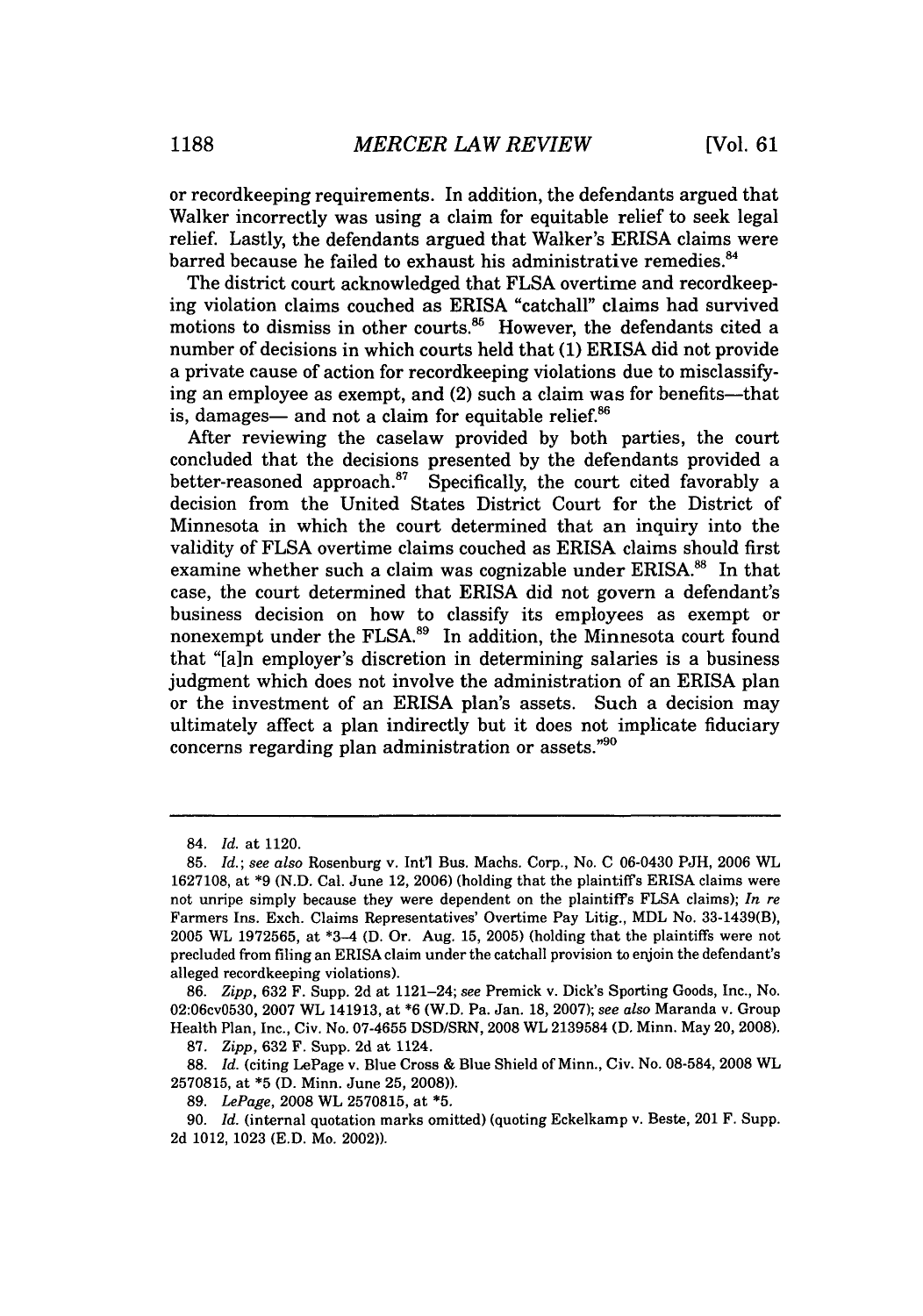or recordkeeping requirements. In addition, the defendants argued that Walker incorrectly was using a claim for equitable relief to seek legal relief. Lastly, the defendants argued that Walker's ERISA claims were barred because he failed to exhaust his administrative remedies.[84]

The district court acknowledged that FLSA overtime and recordkeeping violation claims couched as ERISA "catchall" claims had survived motions to dismiss in other courts.[85] However, the defendants cited a number of decisions in which courts held that (1) ERISA did not provide a private cause of action for recordkeeping violations due to misclassifying an employee as exempt, and (2) such a claim was for benefits—that is, damages— and not a claim for equitable relief.[86]

After reviewing the caselaw provided by both parties, the court concluded that the decisions presented by the defendants provided a better-reasoned approach.[87] Specifically, the court cited favorably a decision from the United States District Court for the District of Minnesota in which the court determined that an inquiry into the validity of FLSA overtime claims couched as ERISA claims should first examine whether such a claim was cognizable under ERISA.[88] In that case, the court determined that ERISA did not govern a defendant's business decision on how to classify its employees as exempt or nonexempt under the FLSA.[89] In addition, the Minnesota court found that "[a]n employer's discretion in determining salaries is a business judgment which does not involve the administration of an ERISA plan or the investment of an ERISA plan's assets. Such a decision may ultimately affect a plan indirectly but it does not implicate fiduciary concerns regarding plan administration or assets."[90]

---

84. *Id.* at 1120.

85. *Id.*; *see also* Rosenburg v. Int'l Bus. Machs. Corp., No. C 06-0430 PJH, 2006 WL 1627108, at *9 (N.D. Cal. June 12, 2006) (holding that the plaintiff's ERISA claims were not unripe simply because they were dependent on the plaintiff's FLSA claims); *In re* Farmers Ins. Exch. Claims Representatives' Overtime Pay Litig., MDL No. 33-1439(B), 2005 WL 1972565, at *3–4 (D. Or. Aug. 15, 2005) (holding that the plaintiffs were not precluded from filing an ERISA claim under the catchall provision to enjoin the defendant's alleged recordkeeping violations).

86. *Zipp*, 632 F. Supp. 2d at 1121–24; *see* Premick v. Dick's Sporting Goods, Inc., No. 02:06cv0530, 2007 WL 141913, at *6 (W.D. Pa. Jan. 18, 2007); *see also* Maranda v. Group Health Plan, Inc., Civ. No. 07-4655 DSD/SRN, 2008 WL 2139584 (D. Minn. May 20, 2008).

87. *Zipp*, 632 F. Supp. 2d at 1124.

88. *Id.* (citing LePage v. Blue Cross & Blue Shield of Minn., Civ. No. 08-584, 2008 WL 2570815, at *5 (D. Minn. June 25, 2008)).

89. *LePage*, 2008 WL 2570815, at *5.

90. *Id.* (internal quotation marks omitted) (quoting Eckelkamp v. Beste, 201 F. Supp. 2d 1012, 1023 (E.D. Mo. 2002)).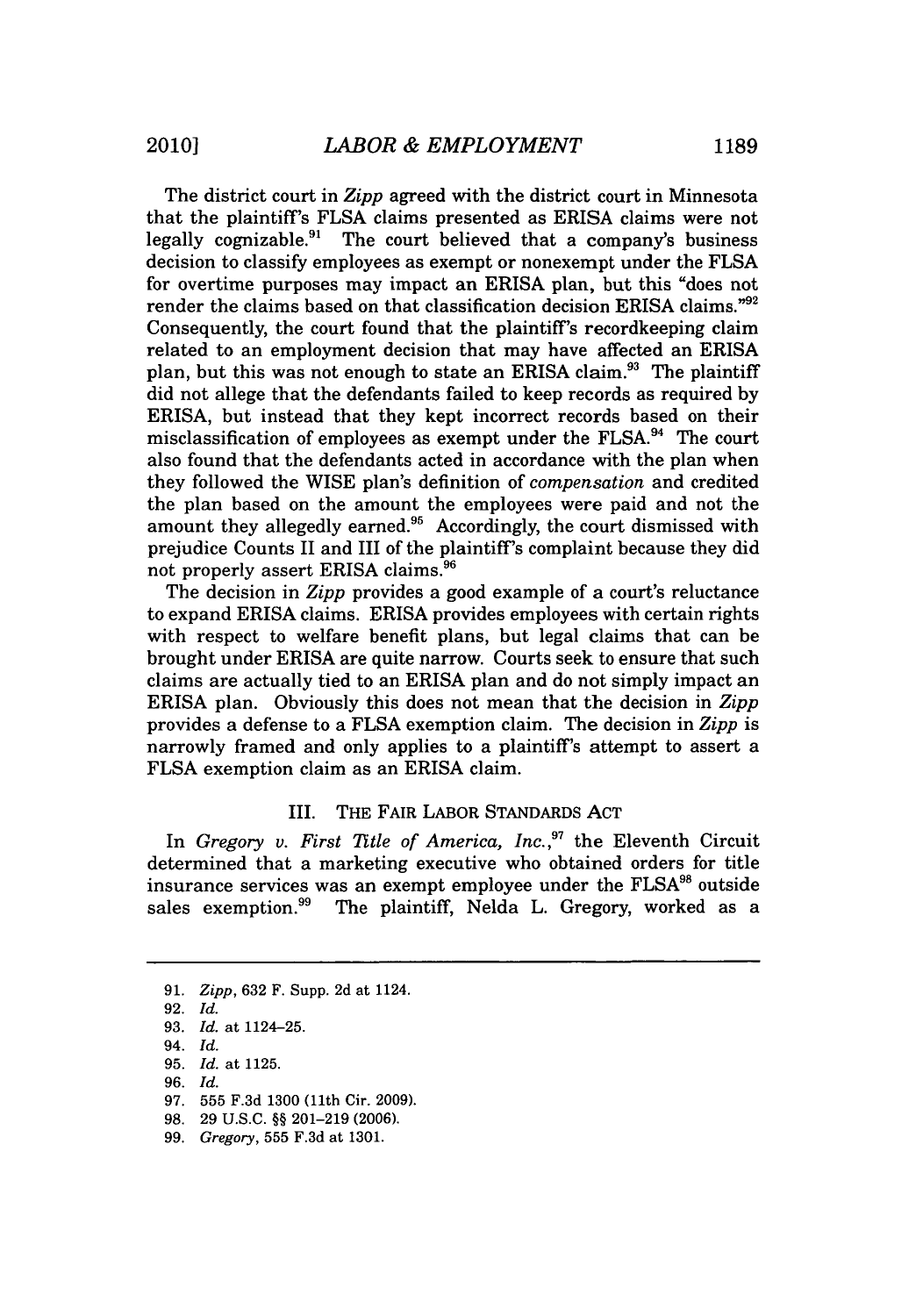The district court in *Zipp* agreed with the district court in Minnesota that the plaintiff's FLSA claims presented as ERISA claims were not legally cognizable.[91] The court believed that a company's business decision to classify employees as exempt or nonexempt under the FLSA for overtime purposes may impact an ERISA plan, but this "does not render the claims based on that classification decision ERISA claims."[92] Consequently, the court found that the plaintiff's recordkeeping claim related to an employment decision that may have affected an ERISA plan, but this was not enough to state an ERISA claim.[93] The plaintiff did not allege that the defendants failed to keep records as required by ERISA, but instead that they kept incorrect records based on their misclassification of employees as exempt under the FLSA.[94] The court also found that the defendants acted in accordance with the plan when they followed the WISE plan's definition of *compensation* and credited the plan based on the amount the employees were paid and not the amount they allegedly earned.[95] Accordingly, the court dismissed with prejudice Counts II and III of the plaintiff's complaint because they did not properly assert ERISA claims.[96]

The decision in *Zipp* provides a good example of a court's reluctance to expand ERISA claims. ERISA provides employees with certain rights with respect to welfare benefit plans, but legal claims that can be brought under ERISA are quite narrow. Courts seek to ensure that such claims are actually tied to an ERISA plan and do not simply impact an ERISA plan. Obviously this does not mean that the decision in *Zipp* provides a defense to a FLSA exemption claim. The decision in *Zipp* is narrowly framed and only applies to a plaintiff's attempt to assert a FLSA exemption claim as an ERISA claim.

## III. THE FAIR LABOR STANDARDS ACT

In *Gregory v. First Title of America, Inc.*,[97] the Eleventh Circuit determined that a marketing executive who obtained orders for title insurance services was an exempt employee under the FLSA[98] outside sales exemption.[99] The plaintiff, Nelda L. Gregory, worked as a

---

91. *Zipp*, 632 F. Supp. 2d at 1124.
92. *Id.*
93. *Id.* at 1124–25.
94. *Id.*
95. *Id.* at 1125.
96. *Id.*
97. 555 F.3d 1300 (11th Cir. 2009).
98. 29 U.S.C. §§ 201–219 (2006).
99. *Gregory*, 555 F.3d at 1301.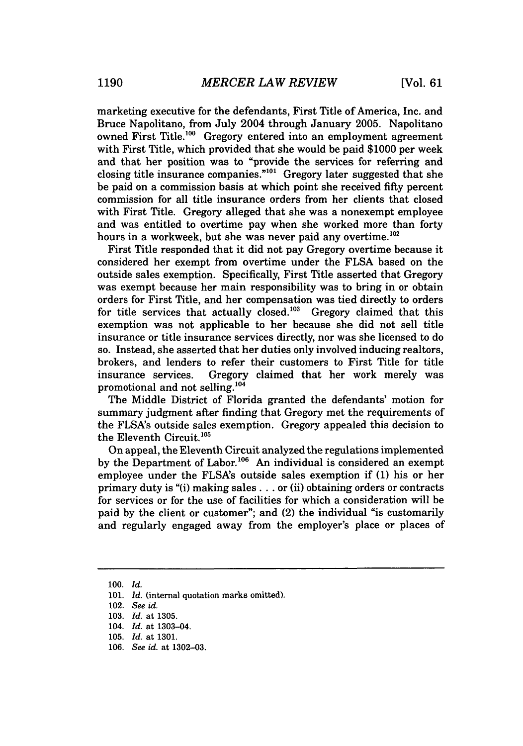marketing executive for the defendants, First Title of America, Inc. and Bruce Napolitano, from July 2004 through January 2005. Napolitano owned First Title.[100] Gregory entered into an employment agreement with First Title, which provided that she would be paid $1000 per week and that her position was to "provide the services for referring and closing title insurance companies."[101] Gregory later suggested that she be paid on a commission basis at which point she received fifty percent commission for all title insurance orders from her clients that closed with First Title. Gregory alleged that she was a nonexempt employee and was entitled to overtime pay when she worked more than forty hours in a workweek, but she was never paid any overtime.[102]

First Title responded that it did not pay Gregory overtime because it considered her exempt from overtime under the FLSA based on the outside sales exemption. Specifically, First Title asserted that Gregory was exempt because her main responsibility was to bring in or obtain orders for First Title, and her compensation was tied directly to orders for title services that actually closed.[103] Gregory claimed that this exemption was not applicable to her because she did not sell title insurance or title insurance services directly, nor was she licensed to do so. Instead, she asserted that her duties only involved inducing realtors, brokers, and lenders to refer their customers to First Title for title insurance services. Gregory claimed that her work merely was promotional and not selling.[104]

The Middle District of Florida granted the defendants' motion for summary judgment after finding that Gregory met the requirements of the FLSA's outside sales exemption. Gregory appealed this decision to the Eleventh Circuit.[105]

On appeal, the Eleventh Circuit analyzed the regulations implemented by the Department of Labor.[106] An individual is considered an exempt employee under the FLSA's outside sales exemption if (1) his or her primary duty is "(i) making sales . . . or (ii) obtaining orders or contracts for services or for the use of facilities for which a consideration will be paid by the client or customer"; and (2) the individual "is customarily and regularly engaged away from the employer's place or places of

---

100. *Id.*

101. *Id.* (internal quotation marks omitted).

102. *See id.*

103. *Id.* at 1305.

104. *Id.* at 1303–04.

105. *Id.* at 1301.

106. *See id.* at 1302–03.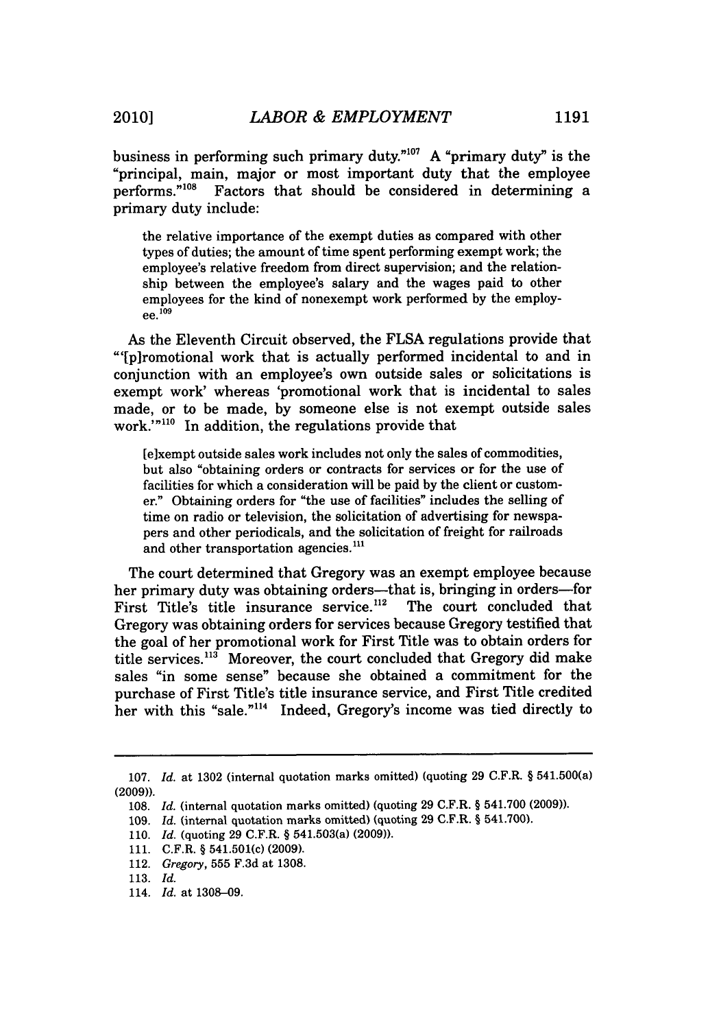business in performing such primary duty."[107] A "primary duty" is the "principal, main, major or most important duty that the employee performs."[108] Factors that should be considered in determining a primary duty include:

> the relative importance of the exempt duties as compared with other types of duties; the amount of time spent performing exempt work; the employee's relative freedom from direct supervision; and the relationship between the employee's salary and the wages paid to other employees for the kind of nonexempt work performed by the employee.[109]

As the Eleventh Circuit observed, the FLSA regulations provide that "'[p]romotional work that is actually performed incidental to and in conjunction with an employee's own outside sales or solicitations is exempt work' whereas 'promotional work that is incidental to sales made, or to be made, by someone else is not exempt outside sales work.'"[110] In addition, the regulations provide that

> [e]xempt outside sales work includes not only the sales of commodities, but also "obtaining orders or contracts for services or for the use of facilities for which a consideration will be paid by the client or customer." Obtaining orders for "the use of facilities" includes the selling of time on radio or television, the solicitation of advertising for newspapers and other periodicals, and the solicitation of freight for railroads and other transportation agencies.[111]

The court determined that Gregory was an exempt employee because her primary duty was obtaining orders—that is, bringing in orders—for First Title's title insurance service.[112] The court concluded that Gregory was obtaining orders for services because Gregory testified that the goal of her promotional work for First Title was to obtain orders for title services.[113] Moreover, the court concluded that Gregory did make sales "in some sense" because she obtained a commitment for the purchase of First Title's title insurance service, and First Title credited her with this "sale."[114] Indeed, Gregory's income was tied directly to

---

107. *Id.* at 1302 (internal quotation marks omitted) (quoting 29 C.F.R. § 541.500(a) (2009)).

108. *Id.* (internal quotation marks omitted) (quoting 29 C.F.R. § 541.700 (2009)).

109. *Id.* (internal quotation marks omitted) (quoting 29 C.F.R. § 541.700).

110. *Id.* (quoting 29 C.F.R. § 541.503(a) (2009)).

111. C.F.R. § 541.501(c) (2009).

112. *Gregory*, 555 F.3d at 1308.

113. *Id.*

114. *Id.* at 1308–09.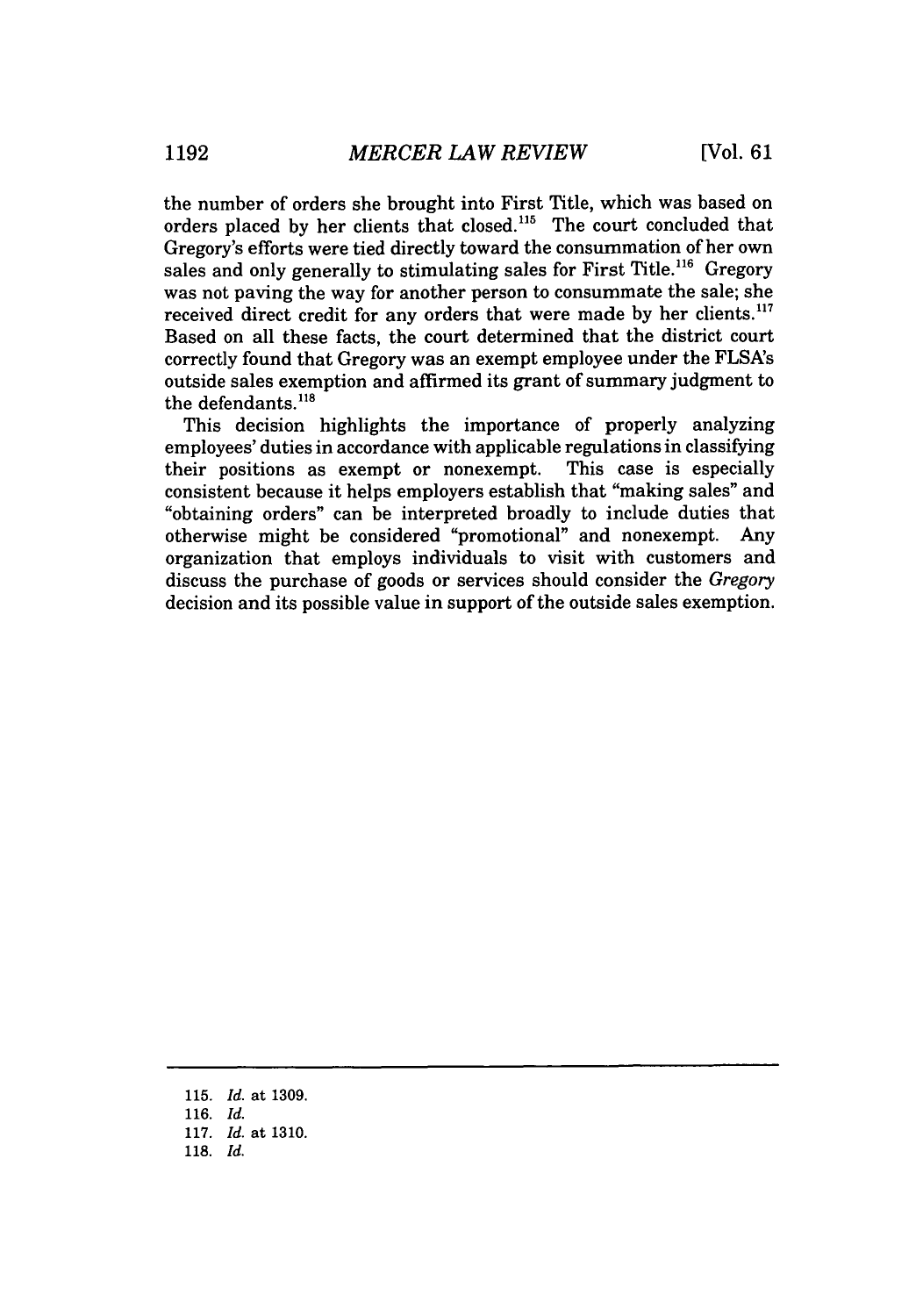the number of orders she brought into First Title, which was based on orders placed by her clients that closed.[115] The court concluded that Gregory's efforts were tied directly toward the consummation of her own sales and only generally to stimulating sales for First Title.[116] Gregory was not paving the way for another person to consummate the sale; she received direct credit for any orders that were made by her clients.[117] Based on all these facts, the court determined that the district court correctly found that Gregory was an exempt employee under the FLSA's outside sales exemption and affirmed its grant of summary judgment to the defendants.[118]

This decision highlights the importance of properly analyzing employees' duties in accordance with applicable regulations in classifying their positions as exempt or nonexempt. This case is especially consistent because it helps employers establish that "making sales" and "obtaining orders" can be interpreted broadly to include duties that otherwise might be considered "promotional" and nonexempt. Any organization that employs individuals to visit with customers and discuss the purchase of goods or services should consider the *Gregory* decision and its possible value in support of the outside sales exemption.

---

115. *Id.* at 1309.

116. *Id.*

117. *Id.* at 1310.

118. *Id.*